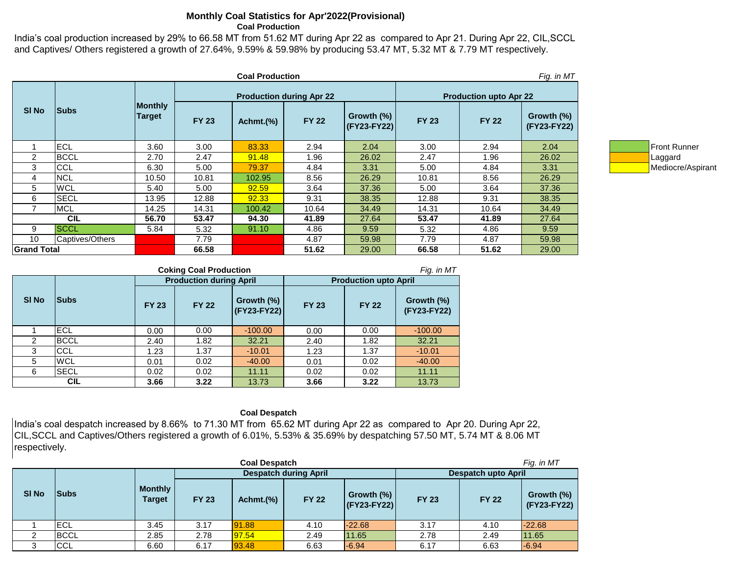# Monthly Coal Statistics for Apr'2022(Provisional)

### Coal Production

India's coal production increased by 29% to 66.58 MT from 51.62 MT during Apr 22 as compared to Apr 21. During Apr 22, CIL,SCCL and Captives/ Others registered a growth of 27.64%, 9.59% & 59.98% by producing 53.47 MT, 5.32 MT & 7.79 MT respectively.

**Coal Production** *Fig. in MT*

| Sl No | Subs | Monthly Target | Production during Apr 22 | | | | Production upto Apr 22 | | |
|---|---|---|---|---|---|---|---|---|---|
| | | | FY 23 | Achmt.(%) | FY 22 | Growth (%) (FY23-FY22) | FY 23 | FY 22 | Growth (%) (FY23-FY22) |
| 1 | ECL | 3.60 | 3.00 | 83.33 | 2.94 | 2.04 | 3.00 | 2.94 | 2.04 |
| 2 | BCCL | 2.70 | 2.47 | 91.48 | 1.96 | 26.02 | 2.47 | 1.96 | 26.02 |
| 3 | CCL | 6.30 | 5.00 | 79.37 | 4.84 | 3.31 | 5.00 | 4.84 | 3.31 |
| 4 | NCL | 10.50 | 10.81 | 102.95 | 8.56 | 26.29 | 10.81 | 8.56 | 26.29 |
| 5 | WCL | 5.40 | 5.00 | 92.59 | 3.64 | 37.36 | 5.00 | 3.64 | 37.36 |
| 6 | SECL | 13.95 | 12.88 | 92.33 | 9.31 | 38.35 | 12.88 | 9.31 | 38.35 |
| 7 | MCL | 14.25 | 14.31 | 100.42 | 10.64 | 34.49 | 14.31 | 10.64 | 34.49 |
| | **CIL** | **56.70** | **53.47** | **94.30** | **41.89** | 27.64 | **53.47** | **41.89** | 27.64 |
| 9 | SCCL | 5.84 | 5.32 | 91.10 | 4.86 | 9.59 | 5.32 | 4.86 | 9.59 |
| 10 | Captives/Others | | 7.79 | | 4.87 | 59.98 | 7.79 | 4.87 | 59.98 |
| **Grand Total** | | | **66.58** | | **51.62** | 29.00 | **66.58** | **51.62** | 29.00 |

Legend: Front Runner (green), Laggard (orange), Mediocre/Aspirant (yellow)

**Coking Coal Production** *Fig. in MT*

| Sl No | Subs | Production during April | | | Production upto April | | |
|---|---|---|---|---|---|---|---|
| | | FY 23 | FY 22 | Growth (%) (FY23-FY22) | FY 23 | FY 22 | Growth (%) (FY23-FY22) |
| 1 | ECL | 0.00 | 0.00 | -100.00 | 0.00 | 0.00 | -100.00 |
| 2 | BCCL | 2.40 | 1.82 | 32.21 | 2.40 | 1.82 | 32.21 |
| 3 | CCL | 1.23 | 1.37 | -10.01 | 1.23 | 1.37 | -10.01 |
| 5 | WCL | 0.01 | 0.02 | -40.00 | 0.01 | 0.02 | -40.00 |
| 6 | SECL | 0.02 | 0.02 | 11.11 | 0.02 | 0.02 | 11.11 |
| | **CIL** | **3.66** | **3.22** | 13.73 | **3.66** | **3.22** | 13.73 |

### Coal Despatch

India's coal despatch increased by 8.66% to 71.30 MT from 65.62 MT during Apr 22 as compared to Apr 20. During Apr 22, CIL,SCCL and Captives/Others registered a growth of 6.01%, 5.53% & 35.69% by despatching 57.50 MT, 5.74 MT & 8.06 MT respectively.

**Coal Despatch** *Fig. in MT*

| Sl No | Subs | Monthly Target | Despatch during April | | | | Despatch upto April | | |
|---|---|---|---|---|---|---|---|---|---|
| | | | FY 23 | Achmt.(%) | FY 22 | Growth (%) (FY23-FY22) | FY 23 | FY 22 | Growth (%) (FY23-FY22) |
| 1 | ECL | 3.45 | 3.17 | 91.88 | 4.10 | -22.68 | 3.17 | 4.10 | -22.68 |
| 2 | BCCL | 2.85 | 2.78 | 97.54 | 2.49 | 11.65 | 2.78 | 2.49 | 11.65 |
| 3 | CCL | 6.60 | 6.17 | 93.48 | 6.63 | -6.94 | 6.17 | 6.63 | -6.94 |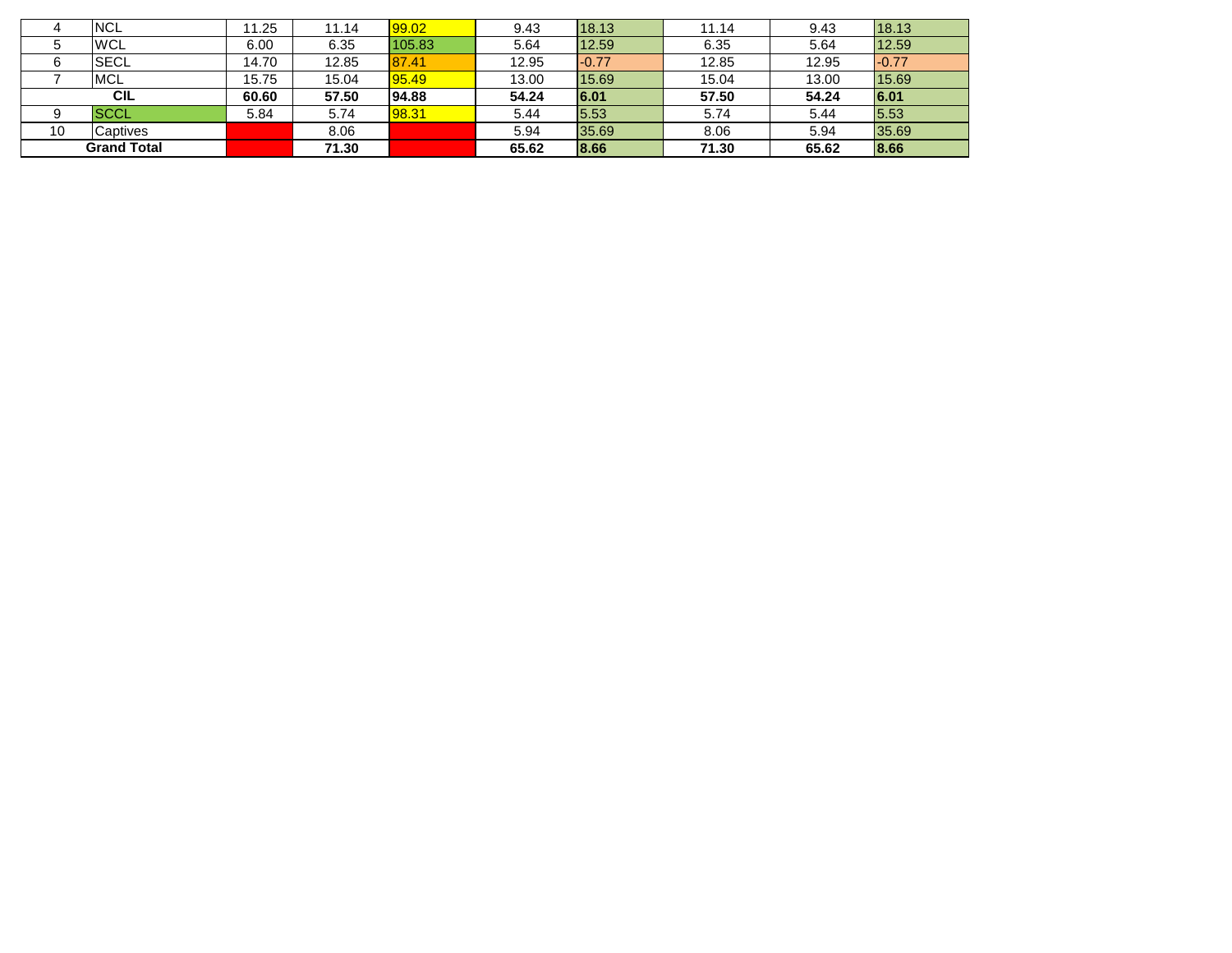| 4 | NCL | 11.25 | 11.14 | 99.02 | 9.43 | 18.13 | 11.14 | 9.43 | 18.13 |
|---|---|---|---|---|---|---|---|---|---|
| 5 | WCL | 6.00 | 6.35 | 105.83 | 5.64 | 12.59 | 6.35 | 5.64 | 12.59 |
| 6 | SECL | 14.70 | 12.85 | 87.41 | 12.95 | -0.77 | 12.85 | 12.95 | -0.77 |
| 7 | MCL | 15.75 | 15.04 | 95.49 | 13.00 | 15.69 | 15.04 | 13.00 | 15.69 |
| **CIL** | | **60.60** | **57.50** | **94.88** | **54.24** | **6.01** | **57.50** | **54.24** | **6.01** |
| 9 | SCCL | 5.84 | 5.74 | 98.31 | 5.44 | 5.53 | 5.74 | 5.44 | 5.53 |
| 10 | Captives | | 8.06 | | 5.94 | 35.69 | 8.06 | 5.94 | 35.69 |
| **Grand Total** | | | **71.30** | | **65.62** | **8.66** | **71.30** | **65.62** | **8.66** |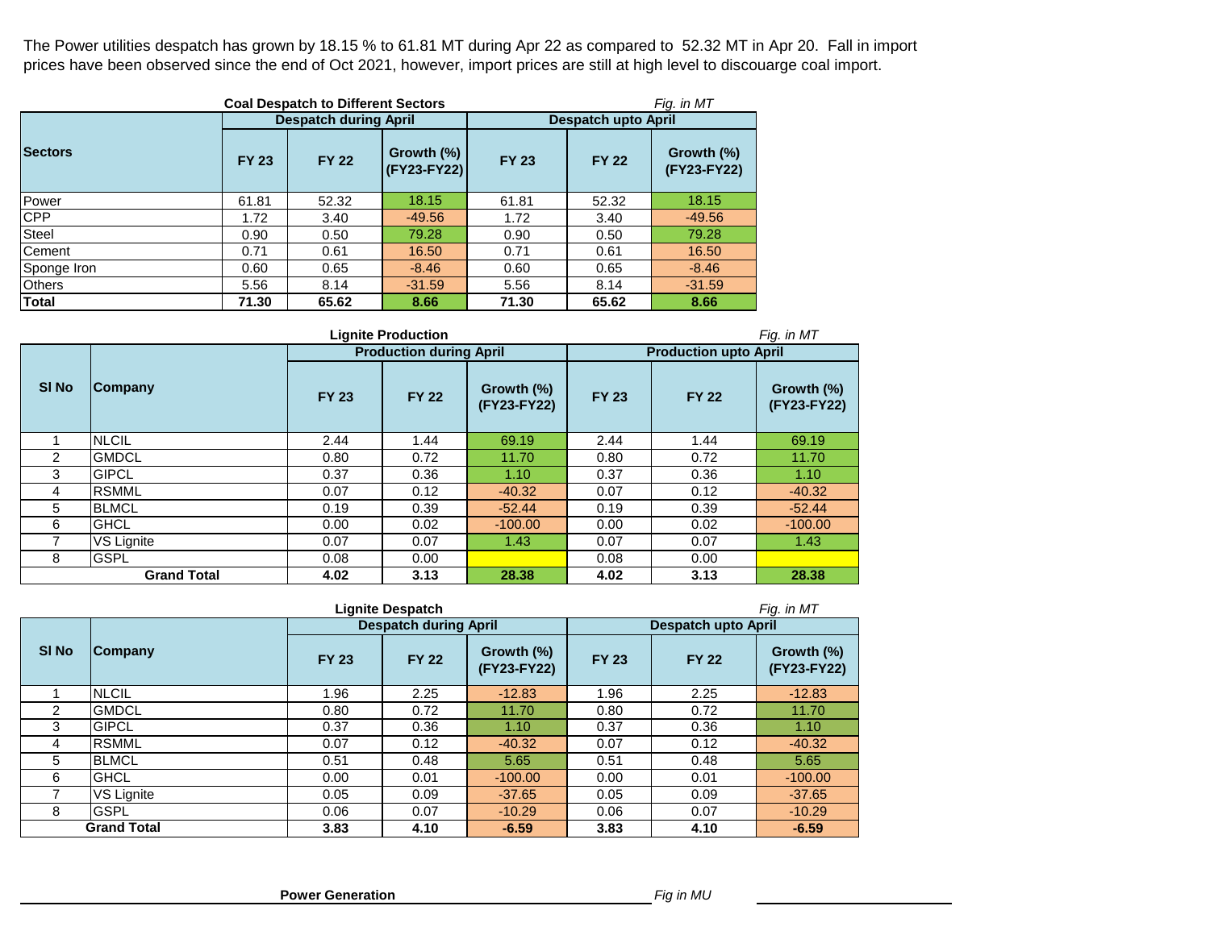The Power utilities despatch has grown by 18.15 % to 61.81 MT during Apr 22 as compared to 52.32 MT in Apr 20. Fall in import prices have been observed since the end of Oct 2021, however, import prices are still at high level to discouarge coal import.

**Coal Despatch to Different Sectors** *Fig. in MT*

| Sectors | Despatch during April | | | Despatch upto April | | |
|---|---|---|---|---|---|---|
| | FY 23 | FY 22 | Growth (%) (FY23-FY22) | FY 23 | FY 22 | Growth (%) (FY23-FY22) |
| Power | 61.81 | 52.32 | 18.15 | 61.81 | 52.32 | 18.15 |
| CPP | 1.72 | 3.40 | -49.56 | 1.72 | 3.40 | -49.56 |
| Steel | 0.90 | 0.50 | 79.28 | 0.90 | 0.50 | 79.28 |
| Cement | 0.71 | 0.61 | 16.50 | 0.71 | 0.61 | 16.50 |
| Sponge Iron | 0.60 | 0.65 | -8.46 | 0.60 | 0.65 | -8.46 |
| Others | 5.56 | 8.14 | -31.59 | 5.56 | 8.14 | -31.59 |
| **Total** | **71.30** | **65.62** | **8.66** | **71.30** | **65.62** | **8.66** |

**Lignite Production** *Fig. in MT*

| Sl No | Company | Production during April | | | Production upto April | | |
|---|---|---|---|---|---|---|---|
| | | FY 23 | FY 22 | Growth (%) (FY23-FY22) | FY 23 | FY 22 | Growth (%) (FY23-FY22) |
| 1 | NLCIL | 2.44 | 1.44 | 69.19 | 2.44 | 1.44 | 69.19 |
| 2 | GMDCL | 0.80 | 0.72 | 11.70 | 0.80 | 0.72 | 11.70 |
| 3 | GIPCL | 0.37 | 0.36 | 1.10 | 0.37 | 0.36 | 1.10 |
| 4 | RSMML | 0.07 | 0.12 | -40.32 | 0.07 | 0.12 | -40.32 |
| 5 | BLMCL | 0.19 | 0.39 | -52.44 | 0.19 | 0.39 | -52.44 |
| 6 | GHCL | 0.00 | 0.02 | -100.00 | 0.00 | 0.02 | -100.00 |
| 7 | VS Lignite | 0.07 | 0.07 | 1.43 | 0.07 | 0.07 | 1.43 |
| 8 | GSPL | 0.08 | 0.00 | | 0.08 | 0.00 | |
| **Grand Total** | | **4.02** | **3.13** | **28.38** | **4.02** | **3.13** | **28.38** |

**Lignite Despatch** *Fig. in MT*

| Sl No | Company | Despatch during April | | | Despatch upto April | | |
|---|---|---|---|---|---|---|---|
| | | FY 23 | FY 22 | Growth (%) (FY23-FY22) | FY 23 | FY 22 | Growth (%) (FY23-FY22) |
| 1 | NLCIL | 1.96 | 2.25 | -12.83 | 1.96 | 2.25 | -12.83 |
| 2 | GMDCL | 0.80 | 0.72 | 11.70 | 0.80 | 0.72 | 11.70 |
| 3 | GIPCL | 0.37 | 0.36 | 1.10 | 0.37 | 0.36 | 1.10 |
| 4 | RSMML | 0.07 | 0.12 | -40.32 | 0.07 | 0.12 | -40.32 |
| 5 | BLMCL | 0.51 | 0.48 | 5.65 | 0.51 | 0.48 | 5.65 |
| 6 | GHCL | 0.00 | 0.01 | -100.00 | 0.00 | 0.01 | -100.00 |
| 7 | VS Lignite | 0.05 | 0.09 | -37.65 | 0.05 | 0.09 | -37.65 |
| 8 | GSPL | 0.06 | 0.07 | -10.29 | 0.06 | 0.07 | -10.29 |
| **Grand Total** | | **3.83** | **4.10** | **-6.59** | **3.83** | **4.10** | **-6.59** |

**Power Generation** *Fig in MU*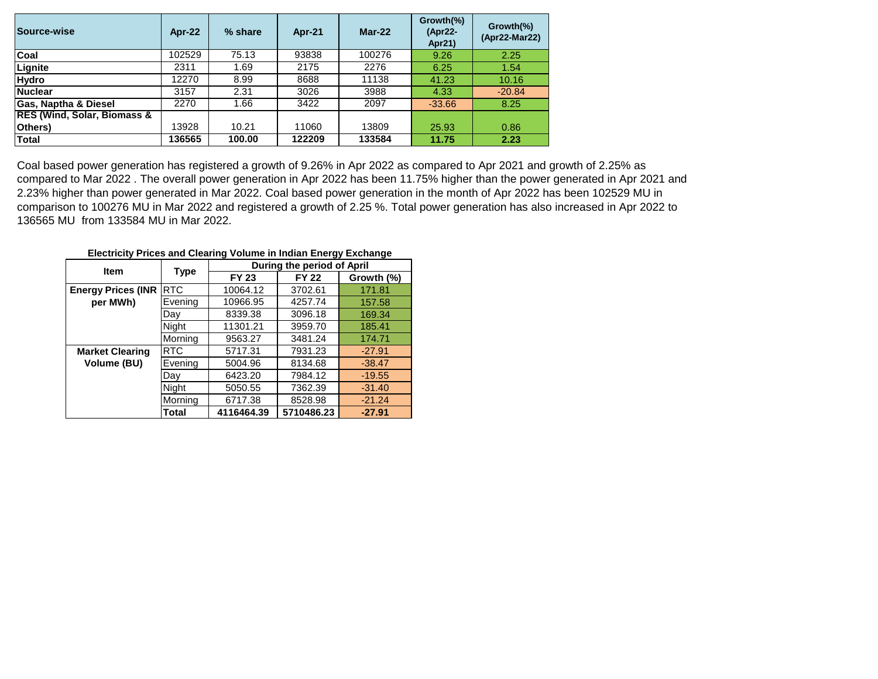| Source-wise | Apr-22 | % share | Apr-21 | Mar-22 | Growth(%) (Apr22-Apr21) | Growth(%) (Apr22-Mar22) |
|---|---|---|---|---|---|---|
| **Coal** | 102529 | 75.13 | 93838 | 100276 | 9.26 | 2.25 |
| **Lignite** | 2311 | 1.69 | 2175 | 2276 | 6.25 | 1.54 |
| **Hydro** | 12270 | 8.99 | 8688 | 11138 | 41.23 | 10.16 |
| **Nuclear** | 3157 | 2.31 | 3026 | 3988 | 4.33 | -20.84 |
| **Gas, Naptha & Diesel** | 2270 | 1.66 | 3422 | 2097 | -33.66 | 8.25 |
| **RES (Wind, Solar, Biomass & Others)** | 13928 | 10.21 | 11060 | 13809 | 25.93 | 0.86 |
| **Total** | **136565** | **100.00** | **122209** | **133584** | **11.75** | **2.23** |

Coal based power generation has registered a growth of 9.26% in Apr 2022 as compared to Apr 2021 and growth of 2.25% as compared to Mar 2022 . The overall power generation in Apr 2022 has been 11.75% higher than the power generated in Apr 2021 and 2.23% higher than power generated in Mar 2022. Coal based power generation in the month of Apr 2022 has been 102529 MU in comparison to 100276 MU in Mar 2022 and registered a growth of 2.25 %. Total power generation has also increased in Apr 2022 to 136565 MU from 133584 MU in Mar 2022.

**Electricity Prices and Clearing Volume in Indian Energy Exchange**

| Item | Type | During the period of April | | |
|---|---|---|---|---|
| | | FY 23 | FY 22 | Growth (%) |
| **Energy Prices (INR per MWh)** | RTC | 10064.12 | 3702.61 | 171.81 |
| | Evening | 10966.95 | 4257.74 | 157.58 |
| | Day | 8339.38 | 3096.18 | 169.34 |
| | Night | 11301.21 | 3959.70 | 185.41 |
| | Morning | 9563.27 | 3481.24 | 174.71 |
| **Market Clearing Volume (BU)** | RTC | 5717.31 | 7931.23 | -27.91 |
| | Evening | 5004.96 | 8134.68 | -38.47 |
| | Day | 6423.20 | 7984.12 | -19.55 |
| | Night | 5050.55 | 7362.39 | -31.40 |
| | Morning | 6717.38 | 8528.98 | -21.24 |
| | **Total** | **4116464.39** | **5710486.23** | **-27.91** |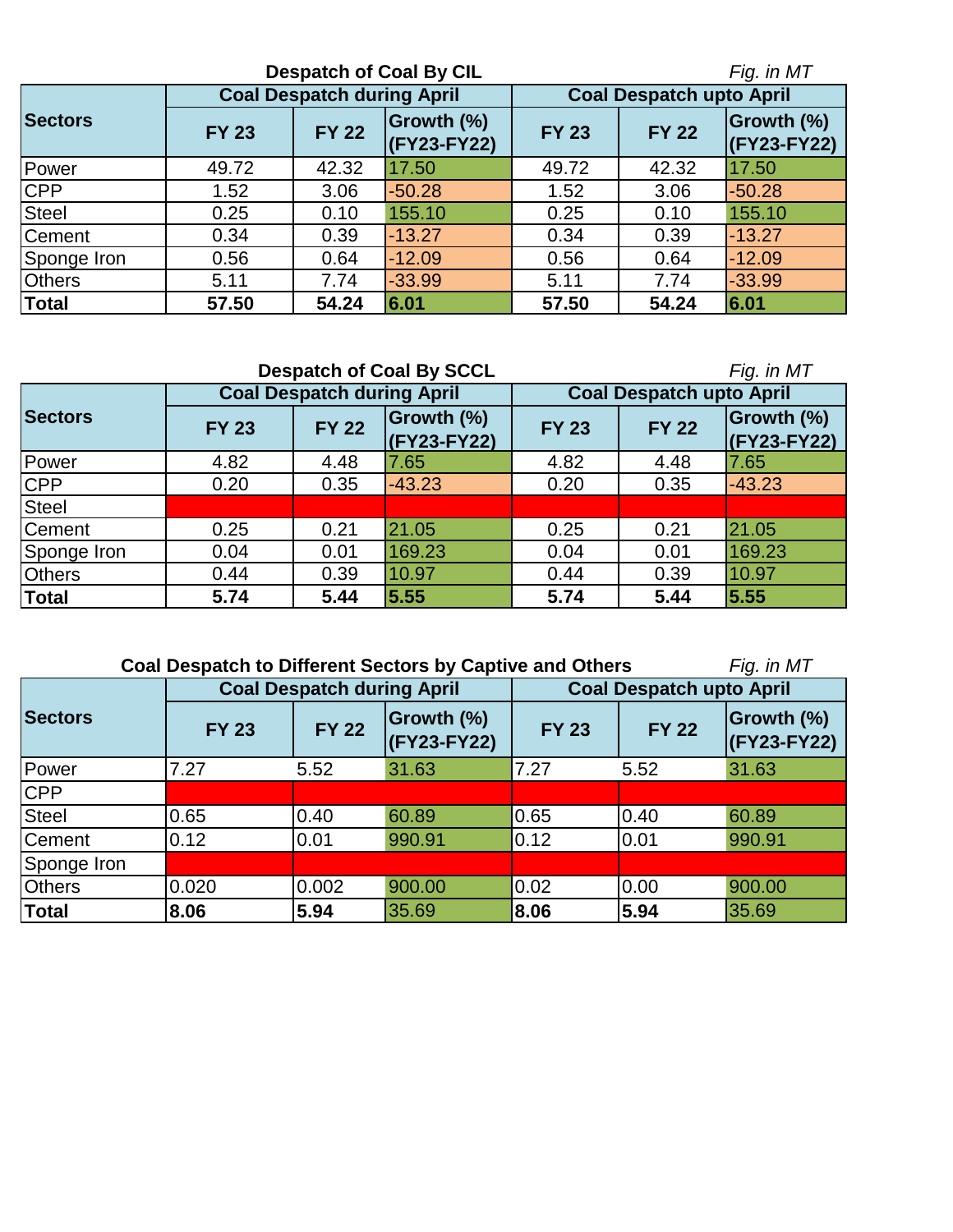### Despatch of Coal By CIL

*Fig. in MT*

| Sectors | Coal Despatch during April | | | Coal Despatch upto April | | |
|---|---|---|---|---|---|---|
| | FY 23 | FY 22 | Growth (%) (FY23-FY22) | FY 23 | FY 22 | Growth (%) (FY23-FY22) |
| Power | 49.72 | 42.32 | 17.50 | 49.72 | 42.32 | 17.50 |
| CPP | 1.52 | 3.06 | -50.28 | 1.52 | 3.06 | -50.28 |
| Steel | 0.25 | 0.10 | 155.10 | 0.25 | 0.10 | 155.10 |
| Cement | 0.34 | 0.39 | -13.27 | 0.34 | 0.39 | -13.27 |
| Sponge Iron | 0.56 | 0.64 | -12.09 | 0.56 | 0.64 | -12.09 |
| Others | 5.11 | 7.74 | -33.99 | 5.11 | 7.74 | -33.99 |
| **Total** | **57.50** | **54.24** | **6.01** | **57.50** | **54.24** | **6.01** |

### Despatch of Coal By SCCL

*Fig. in MT*

| Sectors | Coal Despatch during April | | | Coal Despatch upto April | | |
|---|---|---|---|---|---|---|
| | FY 23 | FY 22 | Growth (%) (FY23-FY22) | FY 23 | FY 22 | Growth (%) (FY23-FY22) |
| Power | 4.82 | 4.48 | 7.65 | 4.82 | 4.48 | 7.65 |
| CPP | 0.20 | 0.35 | -43.23 | 0.20 | 0.35 | -43.23 |
| Steel | | | | | | |
| Cement | 0.25 | 0.21 | 21.05 | 0.25 | 0.21 | 21.05 |
| Sponge Iron | 0.04 | 0.01 | 169.23 | 0.04 | 0.01 | 169.23 |
| Others | 0.44 | 0.39 | 10.97 | 0.44 | 0.39 | 10.97 |
| **Total** | **5.74** | **5.44** | **5.55** | **5.74** | **5.44** | **5.55** |

### Coal Despatch to Different Sectors by Captive and Others

*Fig. in MT*

| Sectors | Coal Despatch during April | | | Coal Despatch upto April | | |
|---|---|---|---|---|---|---|
| | FY 23 | FY 22 | Growth (%) (FY23-FY22) | FY 23 | FY 22 | Growth (%) (FY23-FY22) |
| Power | 7.27 | 5.52 | 31.63 | 7.27 | 5.52 | 31.63 |
| CPP | | | | | | |
| Steel | 0.65 | 0.40 | 60.89 | 0.65 | 0.40 | 60.89 |
| Cement | 0.12 | 0.01 | 990.91 | 0.12 | 0.01 | 990.91 |
| Sponge Iron | | | | | | |
| Others | 0.020 | 0.002 | 900.00 | 0.02 | 0.00 | 900.00 |
| **Total** | **8.06** | **5.94** | 35.69 | **8.06** | **5.94** | 35.69 |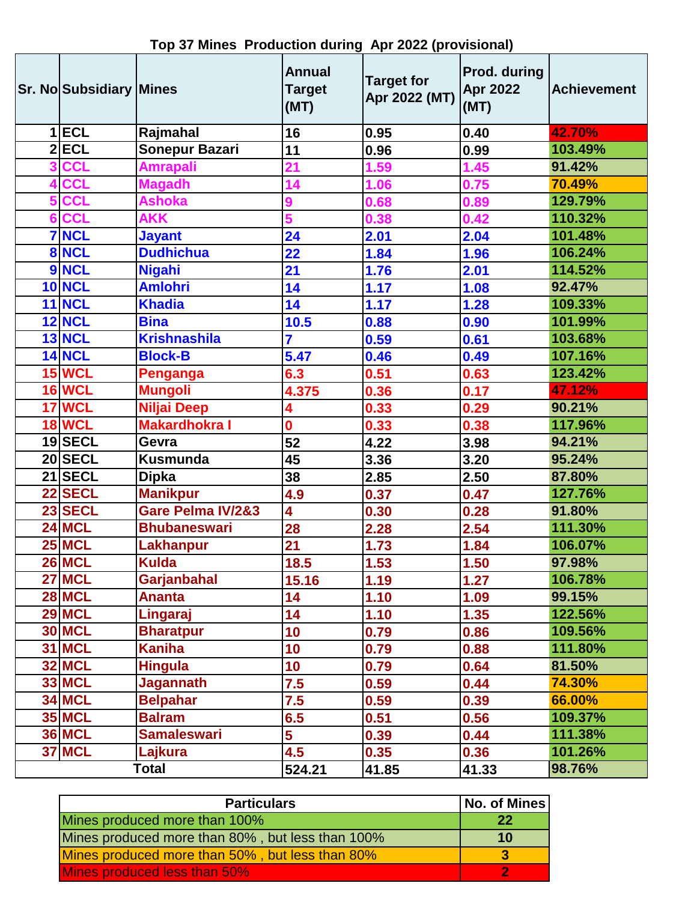**Top 37 Mines Production during Apr 2022 (provisional)**

| Sr. No | Subsidiary | Mines | Annual Target (MT) | Target for Apr 2022 (MT) | Prod. during Apr 2022 (MT) | Achievement |
|---|---|---|---|---|---|---|
| 1 | ECL | Rajmahal | 16 | 0.95 | 0.40 | 42.70% |
| 2 | ECL | Sonepur Bazari | 11 | 0.96 | 0.99 | 103.49% |
| 3 | CCL | Amrapali | 21 | 1.59 | 1.45 | 91.42% |
| 4 | CCL | Magadh | 14 | 1.06 | 0.75 | 70.49% |
| 5 | CCL | Ashoka | 9 | 0.68 | 0.89 | 129.79% |
| 6 | CCL | AKK | 5 | 0.38 | 0.42 | 110.32% |
| 7 | NCL | Jayant | 24 | 2.01 | 2.04 | 101.48% |
| 8 | NCL | Dudhichua | 22 | 1.84 | 1.96 | 106.24% |
| 9 | NCL | Nigahi | 21 | 1.76 | 2.01 | 114.52% |
| 10 | NCL | Amlohri | 14 | 1.17 | 1.08 | 92.47% |
| 11 | NCL | Khadia | 14 | 1.17 | 1.28 | 109.33% |
| 12 | NCL | Bina | 10.5 | 0.88 | 0.90 | 101.99% |
| 13 | NCL | Krishnashila | 7 | 0.59 | 0.61 | 103.68% |
| 14 | NCL | Block-B | 5.47 | 0.46 | 0.49 | 107.16% |
| 15 | WCL | Penganga | 6.3 | 0.51 | 0.63 | 123.42% |
| 16 | WCL | Mungoli | 4.375 | 0.36 | 0.17 | 47.12% |
| 17 | WCL | Niljai Deep | 4 | 0.33 | 0.29 | 90.21% |
| 18 | WCL | Makardhokra I | 0 | 0.33 | 0.38 | 117.96% |
| 19 | SECL | Gevra | 52 | 4.22 | 3.98 | 94.21% |
| 20 | SECL | Kusmunda | 45 | 3.36 | 3.20 | 95.24% |
| 21 | SECL | Dipka | 38 | 2.85 | 2.50 | 87.80% |
| 22 | SECL | Manikpur | 4.9 | 0.37 | 0.47 | 127.76% |
| 23 | SECL | Gare Pelma IV/2&3 | 4 | 0.30 | 0.28 | 91.80% |
| 24 | MCL | Bhubaneswari | 28 | 2.28 | 2.54 | 111.30% |
| 25 | MCL | Lakhanpur | 21 | 1.73 | 1.84 | 106.07% |
| 26 | MCL | Kulda | 18.5 | 1.53 | 1.50 | 97.98% |
| 27 | MCL | Garjanbahal | 15.16 | 1.19 | 1.27 | 106.78% |
| 28 | MCL | Ananta | 14 | 1.10 | 1.09 | 99.15% |
| 29 | MCL | Lingaraj | 14 | 1.10 | 1.35 | 122.56% |
| 30 | MCL | Bharatpur | 10 | 0.79 | 0.86 | 109.56% |
| 31 | MCL | Kaniha | 10 | 0.79 | 0.88 | 111.80% |
| 32 | MCL | Hingula | 10 | 0.79 | 0.64 | 81.50% |
| 33 | MCL | Jagannath | 7.5 | 0.59 | 0.44 | 74.30% |
| 34 | MCL | Belpahar | 7.5 | 0.59 | 0.39 | 66.00% |
| 35 | MCL | Balram | 6.5 | 0.51 | 0.56 | 109.37% |
| 36 | MCL | Samaleswari | 5 | 0.39 | 0.44 | 111.38% |
| 37 | MCL | Lajkura | 4.5 | 0.35 | 0.36 | 101.26% |
| | | Total | 524.21 | 41.85 | 41.33 | 98.76% |

| Particulars | No. of Mines |
|---|---|
| Mines produced more than 100% | 22 |
| Mines produced more than 80% , but less than 100% | 10 |
| Mines produced more than 50% , but less than 80% | 3 |
| Mines produced less than 50% | 2 |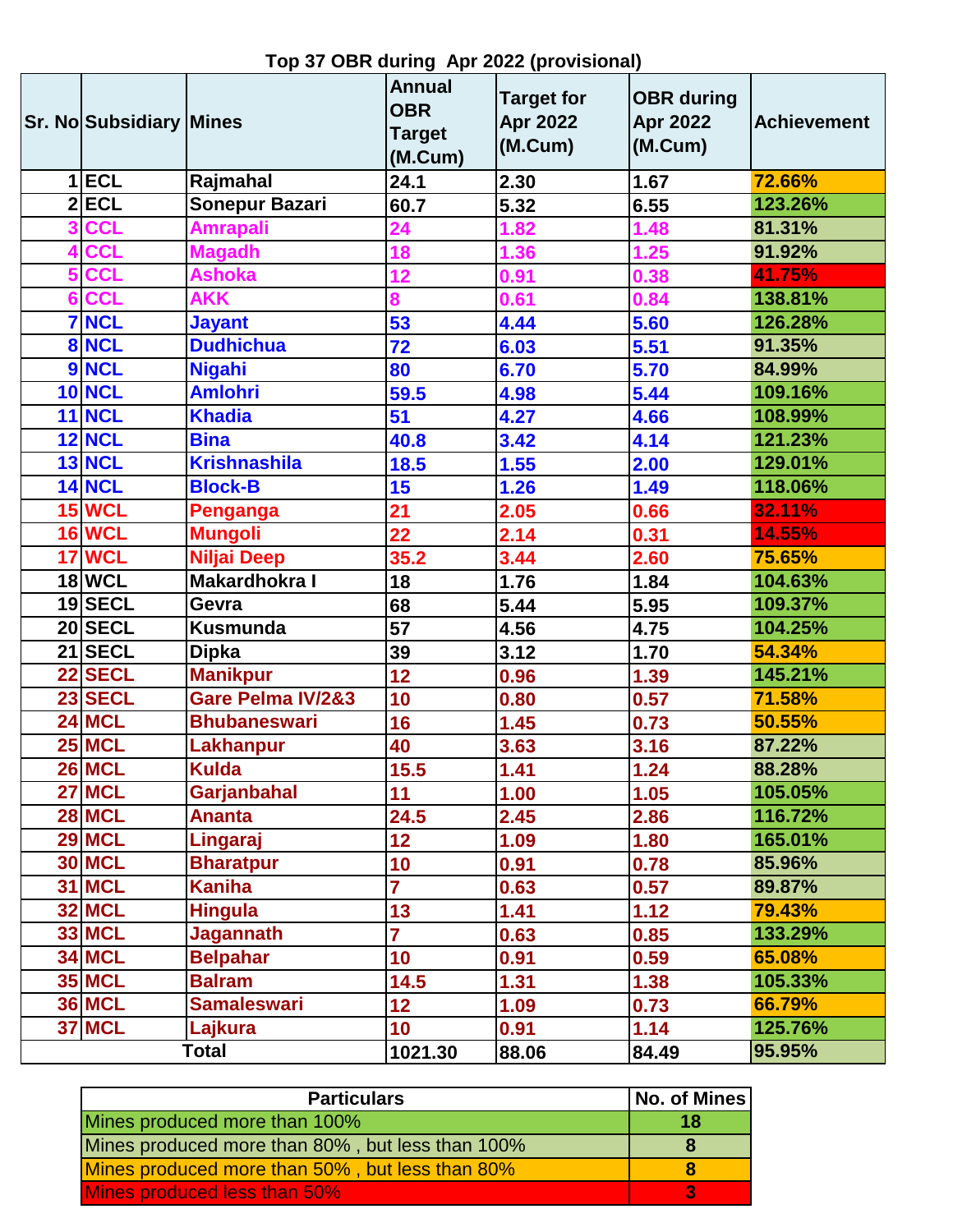# Top 37 OBR during Apr 2022 (provisional)

| Sr. No | Subsidiary | Mines | Annual OBR Target (M.Cum) | Target for Apr 2022 (M.Cum) | OBR during Apr 2022 (M.Cum) | Achievement |
|---|---|---|---|---|---|---|
| 1 | ECL | Rajmahal | 24.1 | 2.30 | 1.67 | 72.66% |
| 2 | ECL | Sonepur Bazari | 60.7 | 5.32 | 6.55 | 123.26% |
| 3 | CCL | Amrapali | 24 | 1.82 | 1.48 | 81.31% |
| 4 | CCL | Magadh | 18 | 1.36 | 1.25 | 91.92% |
| 5 | CCL | Ashoka | 12 | 0.91 | 0.38 | 41.75% |
| 6 | CCL | AKK | 8 | 0.61 | 0.84 | 138.81% |
| 7 | NCL | Jayant | 53 | 4.44 | 5.60 | 126.28% |
| 8 | NCL | Dudhichua | 72 | 6.03 | 5.51 | 91.35% |
| 9 | NCL | Nigahi | 80 | 6.70 | 5.70 | 84.99% |
| 10 | NCL | Amlohri | 59.5 | 4.98 | 5.44 | 109.16% |
| 11 | NCL | Khadia | 51 | 4.27 | 4.66 | 108.99% |
| 12 | NCL | Bina | 40.8 | 3.42 | 4.14 | 121.23% |
| 13 | NCL | Krishnashila | 18.5 | 1.55 | 2.00 | 129.01% |
| 14 | NCL | Block-B | 15 | 1.26 | 1.49 | 118.06% |
| 15 | WCL | Penganga | 21 | 2.05 | 0.66 | 32.11% |
| 16 | WCL | Mungoli | 22 | 2.14 | 0.31 | 14.55% |
| 17 | WCL | Niljai Deep | 35.2 | 3.44 | 2.60 | 75.65% |
| 18 | WCL | Makardhokra I | 18 | 1.76 | 1.84 | 104.63% |
| 19 | SECL | Gevra | 68 | 5.44 | 5.95 | 109.37% |
| 20 | SECL | Kusmunda | 57 | 4.56 | 4.75 | 104.25% |
| 21 | SECL | Dipka | 39 | 3.12 | 1.70 | 54.34% |
| 22 | SECL | Manikpur | 12 | 0.96 | 1.39 | 145.21% |
| 23 | SECL | Gare Pelma IV/2&3 | 10 | 0.80 | 0.57 | 71.58% |
| 24 | MCL | Bhubaneswari | 16 | 1.45 | 0.73 | 50.55% |
| 25 | MCL | Lakhanpur | 40 | 3.63 | 3.16 | 87.22% |
| 26 | MCL | Kulda | 15.5 | 1.41 | 1.24 | 88.28% |
| 27 | MCL | Garjanbahal | 11 | 1.00 | 1.05 | 105.05% |
| 28 | MCL | Ananta | 24.5 | 2.45 | 2.86 | 116.72% |
| 29 | MCL | Lingaraj | 12 | 1.09 | 1.80 | 165.01% |
| 30 | MCL | Bharatpur | 10 | 0.91 | 0.78 | 85.96% |
| 31 | MCL | Kaniha | 7 | 0.63 | 0.57 | 89.87% |
| 32 | MCL | Hingula | 13 | 1.41 | 1.12 | 79.43% |
| 33 | MCL | Jagannath | 7 | 0.63 | 0.85 | 133.29% |
| 34 | MCL | Belpahar | 10 | 0.91 | 0.59 | 65.08% |
| 35 | MCL | Balram | 14.5 | 1.31 | 1.38 | 105.33% |
| 36 | MCL | Samaleswari | 12 | 1.09 | 0.73 | 66.79% |
| 37 | MCL | Lajkura | 10 | 0.91 | 1.14 | 125.76% |
| Total | | | 1021.30 | 88.06 | 84.49 | 95.95% |

| Particulars | No. of Mines |
|---|---|
| Mines produced more than 100% | 18 |
| Mines produced more than 80% , but less than 100% | 8 |
| Mines produced more than 50% , but less than 80% | 8 |
| Mines produced less than 50% | 3 |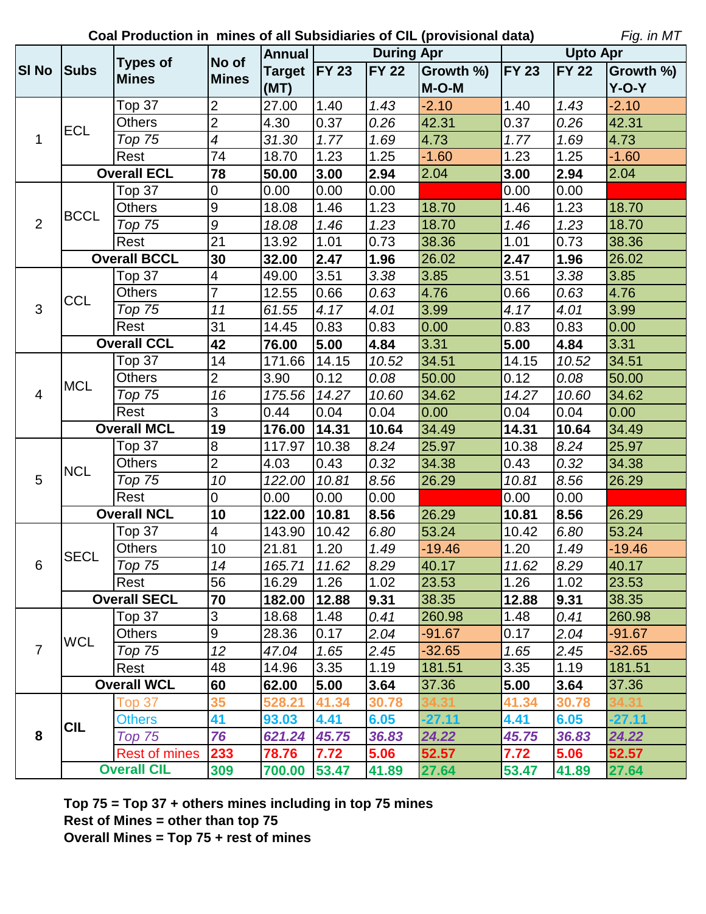**Coal Production in mines of all Subsidiaries of CIL (provisional data)** *Fig. in MT*

| Sl No | Subs | Types of Mines | No of Mines | Annual Target (MT) | During Apr | | | Upto Apr | | |
|---|---|---|---|---|---|---|---|---|---|---|
| | | | | | FY 23 | FY 22 | Growth %) M-O-M | FY 23 | FY 22 | Growth %) Y-O-Y |
| 1 | ECL | Top 37 | 2 | 27.00 | 1.40 | *1.43* | -2.10 | 1.40 | *1.43* | -2.10 |
| | | Others | 2 | 4.30 | 0.37 | *0.26* | 42.31 | 0.37 | *0.26* | 42.31 |
| | | *Top 75* | *4* | *31.30* | *1.77* | *1.69* | 4.73 | *1.77* | *1.69* | 4.73 |
| | | Rest | 74 | 18.70 | 1.23 | 1.25 | -1.60 | 1.23 | 1.25 | -1.60 |
| | **Overall ECL** | | **78** | **50.00** | **3.00** | **2.94** | 2.04 | **3.00** | **2.94** | 2.04 |
| 2 | BCCL | Top 37 | 0 | 0.00 | 0.00 | 0.00 | | 0.00 | 0.00 | |
| | | Others | 9 | 18.08 | 1.46 | 1.23 | 18.70 | 1.46 | 1.23 | 18.70 |
| | | *Top 75* | *9* | *18.08* | *1.46* | *1.23* | 18.70 | *1.46* | *1.23* | 18.70 |
| | | Rest | 21 | 13.92 | 1.01 | 0.73 | 38.36 | 1.01 | 0.73 | 38.36 |
| | **Overall BCCL** | | **30** | **32.00** | **2.47** | **1.96** | 26.02 | **2.47** | **1.96** | 26.02 |
| 3 | CCL | Top 37 | 4 | 49.00 | 3.51 | *3.38* | 3.85 | 3.51 | *3.38* | 3.85 |
| | | Others | 7 | 12.55 | 0.66 | *0.63* | 4.76 | 0.66 | *0.63* | 4.76 |
| | | *Top 75* | *11* | *61.55* | *4.17* | *4.01* | 3.99 | *4.17* | *4.01* | 3.99 |
| | | Rest | 31 | 14.45 | 0.83 | 0.83 | 0.00 | 0.83 | 0.83 | 0.00 |
| | **Overall CCL** | | **42** | **76.00** | **5.00** | **4.84** | 3.31 | **5.00** | **4.84** | 3.31 |
| 4 | MCL | Top 37 | 14 | 171.66 | 14.15 | *10.52* | 34.51 | 14.15 | *10.52* | 34.51 |
| | | Others | 2 | 3.90 | 0.12 | *0.08* | 50.00 | 0.12 | *0.08* | 50.00 |
| | | *Top 75* | *16* | *175.56* | *14.27* | *10.60* | 34.62 | *14.27* | *10.60* | 34.62 |
| | | Rest | 3 | 0.44 | 0.04 | 0.04 | 0.00 | 0.04 | 0.04 | 0.00 |
| | **Overall MCL** | | **19** | **176.00** | **14.31** | **10.64** | 34.49 | **14.31** | **10.64** | 34.49 |
| 5 | NCL | Top 37 | 8 | 117.97 | 10.38 | *8.24* | 25.97 | 10.38 | *8.24* | 25.97 |
| | | Others | 2 | 4.03 | 0.43 | *0.32* | 34.38 | 0.43 | *0.32* | 34.38 |
| | | *Top 75* | *10* | *122.00* | *10.81* | *8.56* | 26.29 | *10.81* | *8.56* | 26.29 |
| | | Rest | 0 | 0.00 | 0.00 | 0.00 | | 0.00 | 0.00 | |
| | **Overall NCL** | | **10** | **122.00** | **10.81** | **8.56** | 26.29 | **10.81** | **8.56** | 26.29 |
| 6 | SECL | Top 37 | 4 | 143.90 | 10.42 | *6.80* | 53.24 | 10.42 | *6.80* | 53.24 |
| | | Others | 10 | 21.81 | 1.20 | *1.49* | -19.46 | 1.20 | *1.49* | -19.46 |
| | | *Top 75* | *14* | *165.71* | *11.62* | *8.29* | 40.17 | *11.62* | *8.29* | 40.17 |
| | | Rest | 56 | 16.29 | 1.26 | 1.02 | 23.53 | 1.26 | 1.02 | 23.53 |
| | **Overall SECL** | | **70** | **182.00** | **12.88** | **9.31** | 38.35 | **12.88** | **9.31** | 38.35 |
| 7 | WCL | Top 37 | 3 | 18.68 | 1.48 | *0.41* | 260.98 | 1.48 | *0.41* | 260.98 |
| | | Others | 9 | 28.36 | 0.17 | *2.04* | -91.67 | 0.17 | *2.04* | -91.67 |
| | | *Top 75* | *12* | *47.04* | *1.65* | *2.45* | -32.65 | *1.65* | *2.45* | -32.65 |
| | | Rest | 48 | 14.96 | 3.35 | 1.19 | 181.51 | 3.35 | 1.19 | 181.51 |
| | **Overall WCL** | | **60** | **62.00** | **5.00** | **3.64** | 37.36 | **5.00** | **3.64** | 37.36 |
| **8** | **CIL** | Top 37 | **35** | **528.21** | **41.34** | **30.78** | **34.31** | **41.34** | **30.78** | **34.31** |
| | | Others | **41** | **93.03** | **4.41** | **6.05** | **-27.11** | **4.41** | **6.05** | **-27.11** |
| | | *Top 75* | ***76*** | ***621.24*** | ***45.75*** | ***36.83*** | ***24.22*** | ***45.75*** | ***36.83*** | ***24.22*** |
| | | Rest of mines | **233** | **78.76** | **7.72** | **5.06** | **52.57** | **7.72** | **5.06** | **52.57** |
| | **Overall CIL** | | **309** | **700.00** | **53.47** | **41.89** | **27.64** | **53.47** | **41.89** | **27.64** |

**Top 75 = Top 37 + others mines including in top 75 mines**
**Rest of Mines = other than top 75**
**Overall Mines = Top 75 + rest of mines**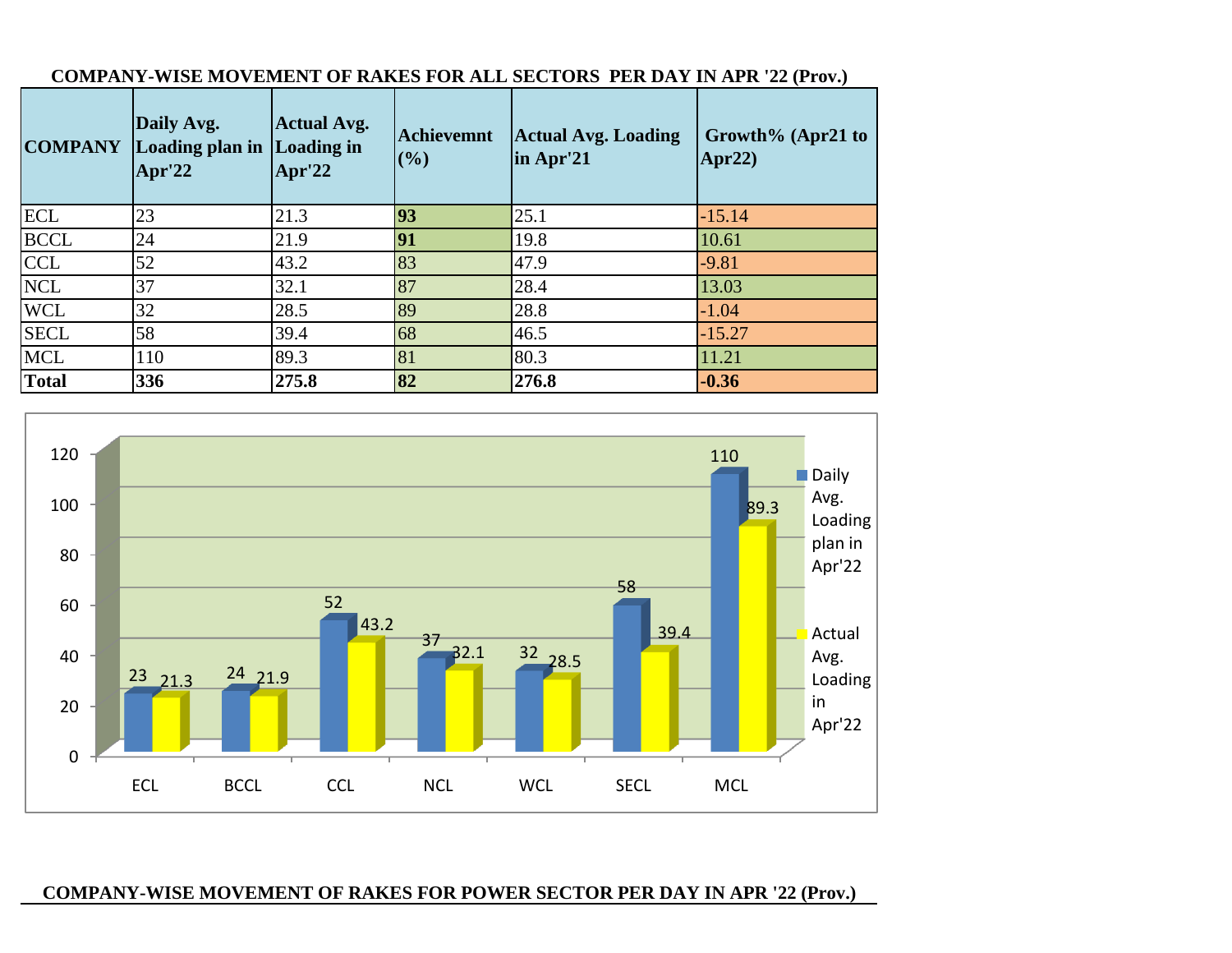**COMPANY-WISE MOVEMENT OF RAKES FOR ALL SECTORS PER DAY IN APR '22 (Prov.)**

| COMPANY | Daily Avg. Loading plan in Apr'22 | Actual Avg. Loading in Apr'22 | Achievemnt (%) | Actual Avg. Loading in Apr'21 | Growth% (Apr21 to Apr22) |
|---|---|---|---|---|---|
| ECL | 23 | 21.3 | **93** | 25.1 | -15.14 |
| BCCL | 24 | 21.9 | **91** | 19.8 | 10.61 |
| CCL | 52 | 43.2 | 83 | 47.9 | -9.81 |
| NCL | 37 | 32.1 | 87 | 28.4 | 13.03 |
| WCL | 32 | 28.5 | 89 | 28.8 | -1.04 |
| SECL | 58 | 39.4 | 68 | 46.5 | -15.27 |
| MCL | 110 | 89.3 | 81 | 80.3 | 11.21 |
| **Total** | **336** | **275.8** | **82** | **276.8** | **-0.36** |

**COMPANY-WISE MOVEMENT OF RAKES FOR POWER SECTOR PER DAY IN APR '22 (Prov.)**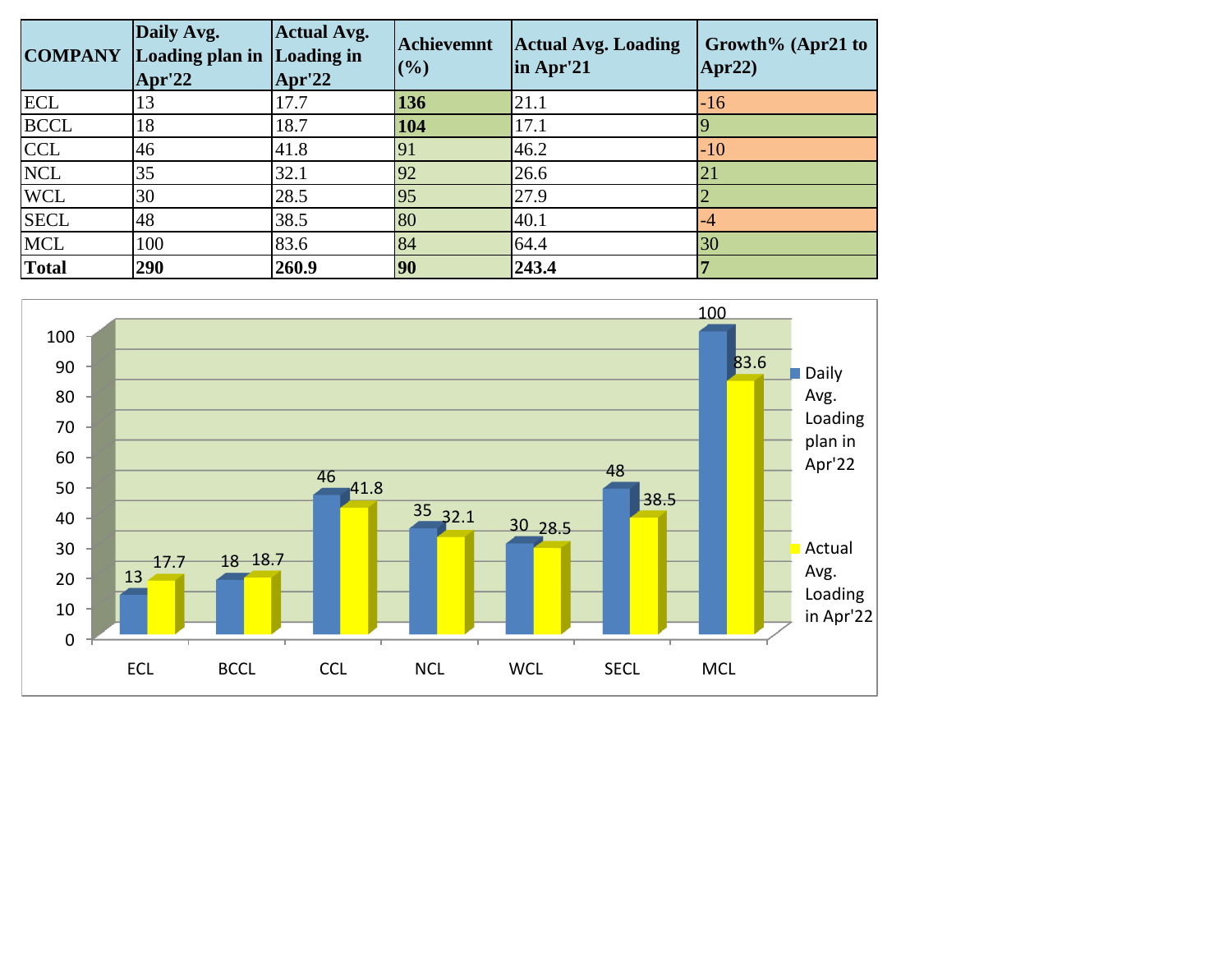| COMPANY | Daily Avg. Loading plan in Apr'22 | Actual Avg. Loading in Apr'22 | Achievemnt (%) | Actual Avg. Loading in Apr'21 | Growth% (Apr21 to Apr22) |
|---|---|---|---|---|---|
| ECL | 13 | 17.7 | **136** | 21.1 | -16 |
| BCCL | 18 | 18.7 | **104** | 17.1 | 9 |
| CCL | 46 | 41.8 | 91 | 46.2 | -10 |
| NCL | 35 | 32.1 | 92 | 26.6 | 21 |
| WCL | 30 | 28.5 | 95 | 27.9 | 2 |
| SECL | 48 | 38.5 | 80 | 40.1 | -4 |
| MCL | 100 | 83.6 | 84 | 64.4 | 30 |
| **Total** | **290** | **260.9** | **90** | **243.4** | **7** |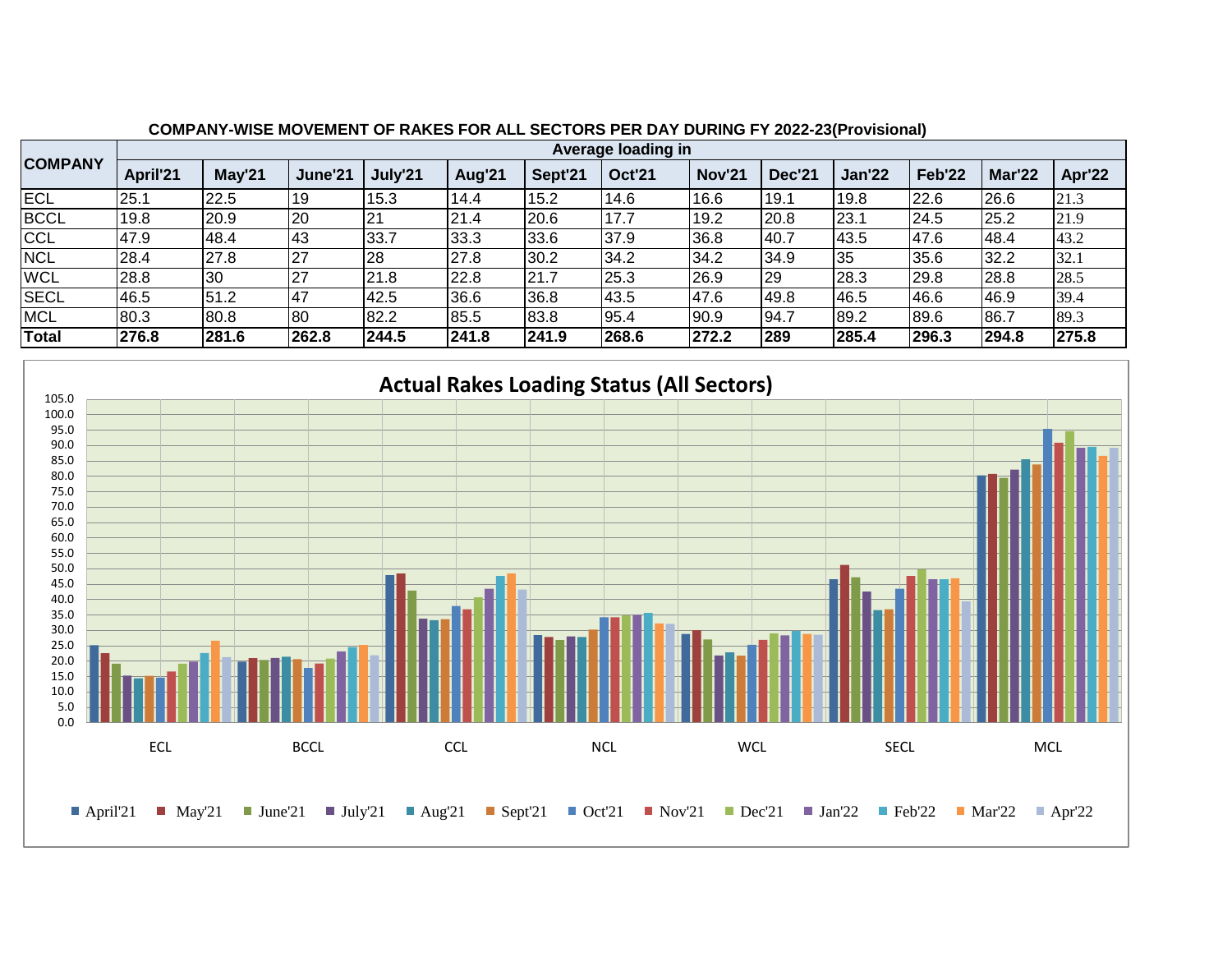**COMPANY-WISE MOVEMENT OF RAKES FOR ALL SECTORS PER DAY DURING FY 2022-23(Provisional)**

| COMPANY | Average loading in | | | | | | | | | | | | |
|---|---|---|---|---|---|---|---|---|---|---|---|---|---|
| | April'21 | May'21 | June'21 | July'21 | Aug'21 | Sept'21 | Oct'21 | Nov'21 | Dec'21 | Jan'22 | Feb'22 | Mar'22 | Apr'22 |
| ECL | 25.1 | 22.5 | 19 | 15.3 | 14.4 | 15.2 | 14.6 | 16.6 | 19.1 | 19.8 | 22.6 | 26.6 | 21.3 |
| BCCL | 19.8 | 20.9 | 20 | 21 | 21.4 | 20.6 | 17.7 | 19.2 | 20.8 | 23.1 | 24.5 | 25.2 | 21.9 |
| CCL | 47.9 | 48.4 | 43 | 33.7 | 33.3 | 33.6 | 37.9 | 36.8 | 40.7 | 43.5 | 47.6 | 48.4 | 43.2 |
| NCL | 28.4 | 27.8 | 27 | 28 | 27.8 | 30.2 | 34.2 | 34.2 | 34.9 | 35 | 35.6 | 32.2 | 32.1 |
| WCL | 28.8 | 30 | 27 | 21.8 | 22.8 | 21.7 | 25.3 | 26.9 | 29 | 28.3 | 29.8 | 28.8 | 28.5 |
| SECL | 46.5 | 51.2 | 47 | 42.5 | 36.6 | 36.8 | 43.5 | 47.6 | 49.8 | 46.5 | 46.6 | 46.9 | 39.4 |
| MCL | 80.3 | 80.8 | 80 | 82.2 | 85.5 | 83.8 | 95.4 | 90.9 | 94.7 | 89.2 | 89.6 | 86.7 | 89.3 |
| **Total** | **276.8** | **281.6** | **262.8** | **244.5** | **241.8** | **241.9** | **268.6** | **272.2** | **289** | **285.4** | **296.3** | **294.8** | **275.8** |

**Actual Rakes Loading Status (All Sectors)**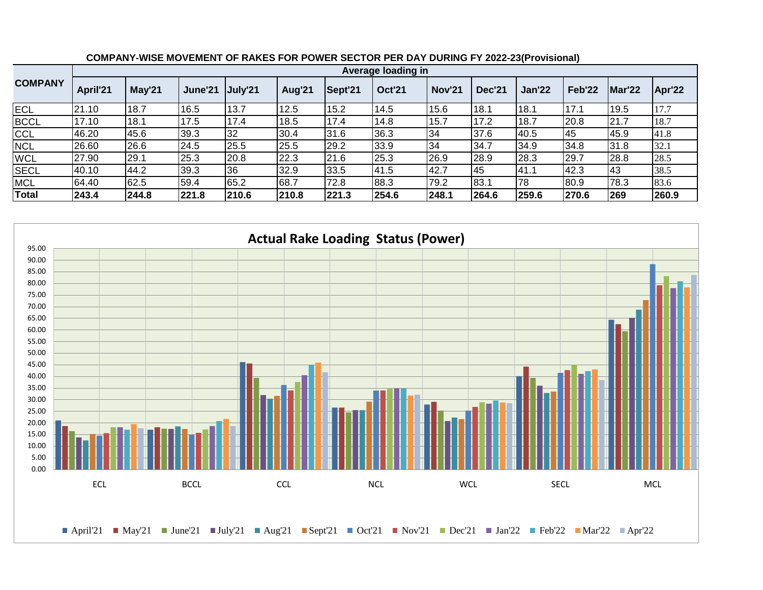**COMPANY-WISE MOVEMENT OF RAKES FOR POWER SECTOR PER DAY DURING FY 2022-23(Provisional)**

| COMPANY | Average loading in | | | | | | | | | | | | |
|---|---|---|---|---|---|---|---|---|---|---|---|---|---|
| | April'21 | May'21 | June'21 | July'21 | Aug'21 | Sept'21 | Oct'21 | Nov'21 | Dec'21 | Jan'22 | Feb'22 | Mar'22 | Apr'22 |
| ECL | 21.10 | 18.7 | 16.5 | 13.7 | 12.5 | 15.2 | 14.5 | 15.6 | 18.1 | 18.1 | 17.1 | 19.5 | 17.7 |
| BCCL | 17.10 | 18.1 | 17.5 | 17.4 | 18.5 | 17.4 | 14.8 | 15.7 | 17.2 | 18.7 | 20.8 | 21.7 | 18.7 |
| CCL | 46.20 | 45.6 | 39.3 | 32 | 30.4 | 31.6 | 36.3 | 34 | 37.6 | 40.5 | 45 | 45.9 | 41.8 |
| NCL | 26.60 | 26.6 | 24.5 | 25.5 | 25.5 | 29.2 | 33.9 | 34 | 34.7 | 34.9 | 34.8 | 31.8 | 32.1 |
| WCL | 27.90 | 29.1 | 25.3 | 20.8 | 22.3 | 21.6 | 25.3 | 26.9 | 28.9 | 28.3 | 29.7 | 28.8 | 28.5 |
| SECL | 40.10 | 44.2 | 39.3 | 36 | 32.9 | 33.5 | 41.5 | 42.7 | 45 | 41.1 | 42.3 | 43 | 38.5 |
| MCL | 64.40 | 62.5 | 59.4 | 65.2 | 68.7 | 72.8 | 88.3 | 79.2 | 83.1 | 78 | 80.9 | 78.3 | 83.6 |
| **Total** | **243.4** | **244.8** | **221.8** | **210.6** | **210.8** | **221.3** | **254.6** | **248.1** | **264.6** | **259.6** | **270.6** | **269** | **260.9** |

**Actual Rake Loading Status (Power)**

95.00
90.00
85.00
80.00
75.00
70.00
65.00
60.00
55.00
50.00
45.00
40.00
35.00
30.00
25.00
20.00
15.00
10.00
5.00
0.00

ECL BCCL CCL NCL WCL SECL MCL

April'21 May'21 June'21 July'21 Aug'21 Sept'21 Oct'21 Nov'21 Dec'21 Jan'22 Feb'22 Mar'22 Apr'22